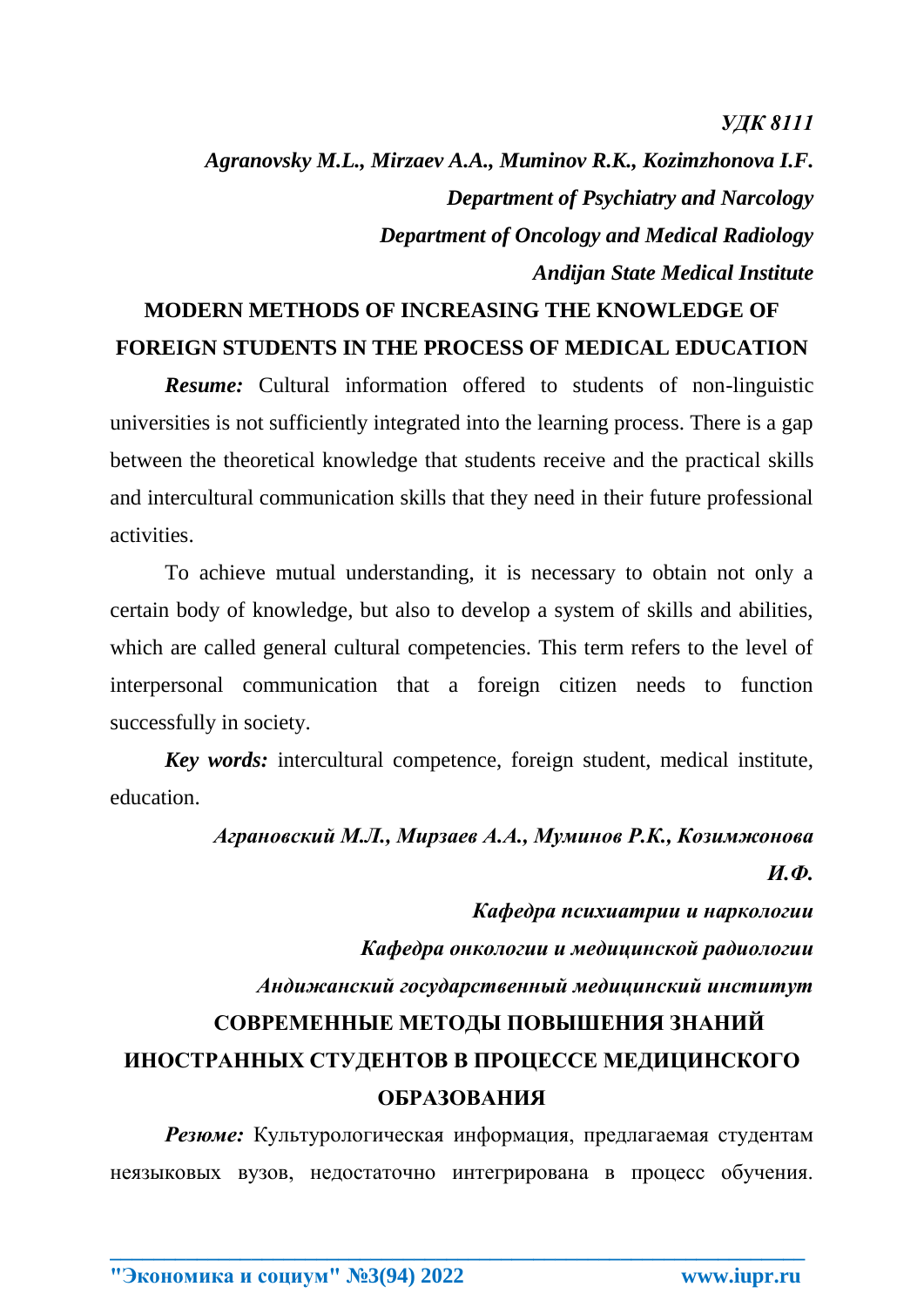*УДК 8111*

***Agranovsky M.L., Mirzaev A.A., Muminov R.K., Kozimzhonova I.F.***

***Department of Psychiatry and Narcology***

***Department of Oncology and Medical Radiology***

***Andijan State Medical Institute***

## MODERN METHODS OF INCREASING THE KNOWLEDGE OF FOREIGN STUDENTS IN THE PROCESS OF MEDICAL EDUCATION

***Resume:*** Cultural information offered to students of non-linguistic universities is not sufficiently integrated into the learning process. There is a gap between the theoretical knowledge that students receive and the practical skills and intercultural communication skills that they need in their future professional activities.

To achieve mutual understanding, it is necessary to obtain not only a certain body of knowledge, but also to develop a system of skills and abilities, which are called general cultural competencies. This term refers to the level of interpersonal communication that a foreign citizen needs to function successfully in society.

***Key words:*** intercultural competence, foreign student, medical institute, education.

***Аграновский М.Л., Мирзаев А.А., Муминов Р.К., Козимжонова И.Ф.***

***Кафедра психиатрии и наркологии***

***Кафедра онкологии и медицинской радиологии***

***Андижанский государственный медицинский институт***

## СОВРЕМЕННЫЕ МЕТОДЫ ПОВЫШЕНИЯ ЗНАНИЙ ИНОСТРАННЫХ СТУДЕНТОВ В ПРОЦЕССЕ МЕДИЦИНСКОГО ОБРАЗОВАНИЯ

***Резюме:*** Культурологическая информация, предлагаемая студентам неязыковых вузов, недостаточно интегрирована в процесс обучения.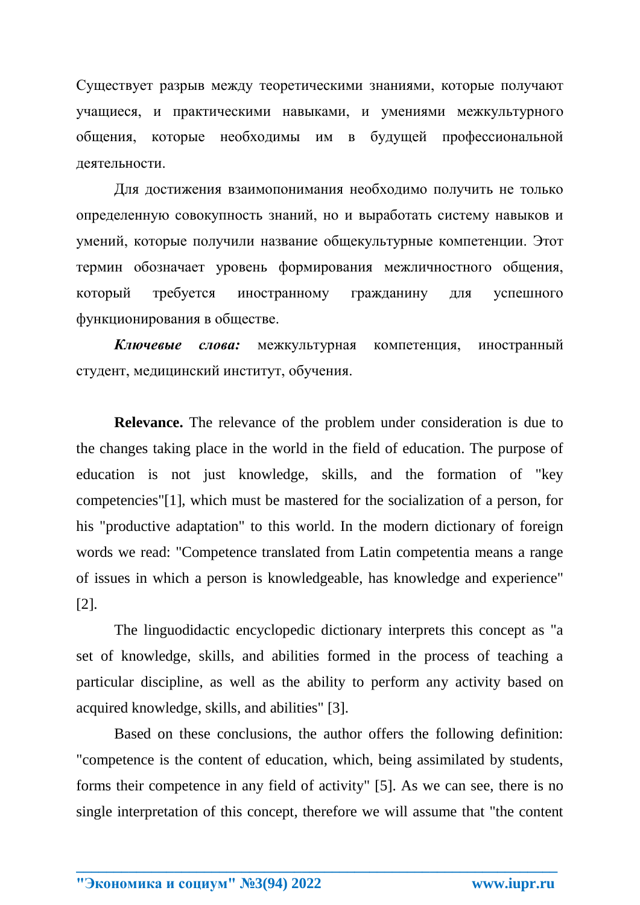Существует разрыв между теоретическими знаниями, которые получают учащиеся, и практическими навыками, и умениями межкультурного общения, которые необходимы им в будущей профессиональной деятельности.

Для достижения взаимопонимания необходимо получить не только определенную совокупность знаний, но и выработать систему навыков и умений, которые получили название общекультурные компетенции. Этот термин обозначает уровень формирования межличностного общения, который требуется иностранному гражданину для успешного функционирования в обществе.

***Ключевые слова:*** межкультурная компетенция, иностранный студент, медицинский институт, обучения.

**Relevance.** The relevance of the problem under consideration is due to the changes taking place in the world in the field of education. The purpose of education is not just knowledge, skills, and the formation of "key competencies"[1], which must be mastered for the socialization of a person, for his "productive adaptation" to this world. In the modern dictionary of foreign words we read: "Competence translated from Latin competentia means a range of issues in which a person is knowledgeable, has knowledge and experience" [2].

The linguodidactic encyclopedic dictionary interprets this concept as "a set of knowledge, skills, and abilities formed in the process of teaching a particular discipline, as well as the ability to perform any activity based on acquired knowledge, skills, and abilities" [3].

Based on these conclusions, the author offers the following definition: "competence is the content of education, which, being assimilated by students, forms their competence in any field of activity" [5]. As we can see, there is no single interpretation of this concept, therefore we will assume that "the content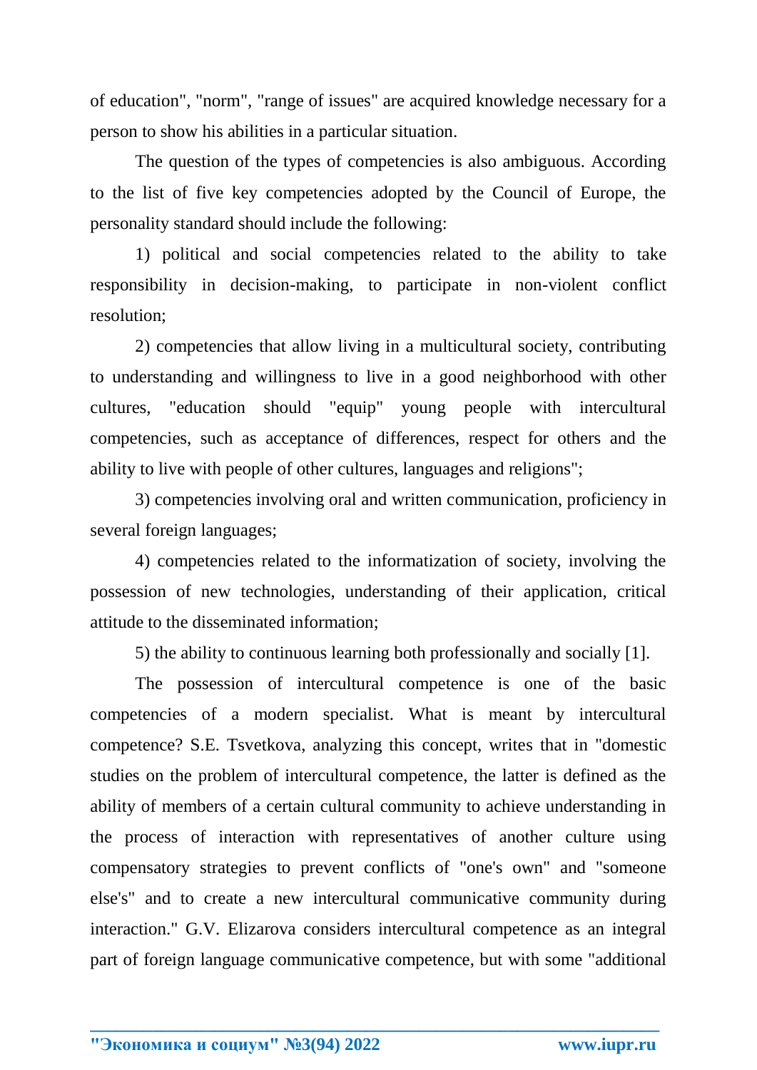of education", "norm", "range of issues" are acquired knowledge necessary for a person to show his abilities in a particular situation.

The question of the types of competencies is also ambiguous. According to the list of five key competencies adopted by the Council of Europe, the personality standard should include the following:

1) political and social competencies related to the ability to take responsibility in decision-making, to participate in non-violent conflict resolution;

2) competencies that allow living in a multicultural society, contributing to understanding and willingness to live in a good neighborhood with other cultures, "education should "equip" young people with intercultural competencies, such as acceptance of differences, respect for others and the ability to live with people of other cultures, languages and religions";

3) competencies involving oral and written communication, proficiency in several foreign languages;

4) competencies related to the informatization of society, involving the possession of new technologies, understanding of their application, critical attitude to the disseminated information;

5) the ability to continuous learning both professionally and socially [1].

The possession of intercultural competence is one of the basic competencies of a modern specialist. What is meant by intercultural competence? S.E. Tsvetkova, analyzing this concept, writes that in "domestic studies on the problem of intercultural competence, the latter is defined as the ability of members of a certain cultural community to achieve understanding in the process of interaction with representatives of another culture using compensatory strategies to prevent conflicts of "one's own" and "someone else's" and to create a new intercultural communicative community during interaction." G.V. Elizarova considers intercultural competence as an integral part of foreign language communicative competence, but with some "additional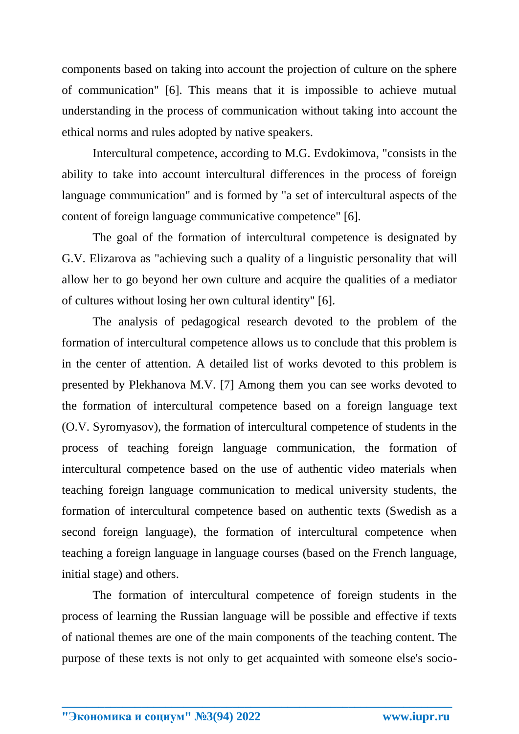components based on taking into account the projection of culture on the sphere of communication" [6]. This means that it is impossible to achieve mutual understanding in the process of communication without taking into account the ethical norms and rules adopted by native speakers.

Intercultural competence, according to M.G. Evdokimova, "consists in the ability to take into account intercultural differences in the process of foreign language communication" and is formed by "a set of intercultural aspects of the content of foreign language communicative competence" [6].

The goal of the formation of intercultural competence is designated by G.V. Elizarova as "achieving such a quality of a linguistic personality that will allow her to go beyond her own culture and acquire the qualities of a mediator of cultures without losing her own cultural identity" [6].

The analysis of pedagogical research devoted to the problem of the formation of intercultural competence allows us to conclude that this problem is in the center of attention. A detailed list of works devoted to this problem is presented by Plekhanova M.V. [7] Among them you can see works devoted to the formation of intercultural competence based on a foreign language text (O.V. Syromyasov), the formation of intercultural competence of students in the process of teaching foreign language communication, the formation of intercultural competence based on the use of authentic video materials when teaching foreign language communication to medical university students, the formation of intercultural competence based on authentic texts (Swedish as a second foreign language), the formation of intercultural competence when teaching a foreign language in language courses (based on the French language, initial stage) and others.

The formation of intercultural competence of foreign students in the process of learning the Russian language will be possible and effective if texts of national themes are one of the main components of the teaching content. The purpose of these texts is not only to get acquainted with someone else's socio-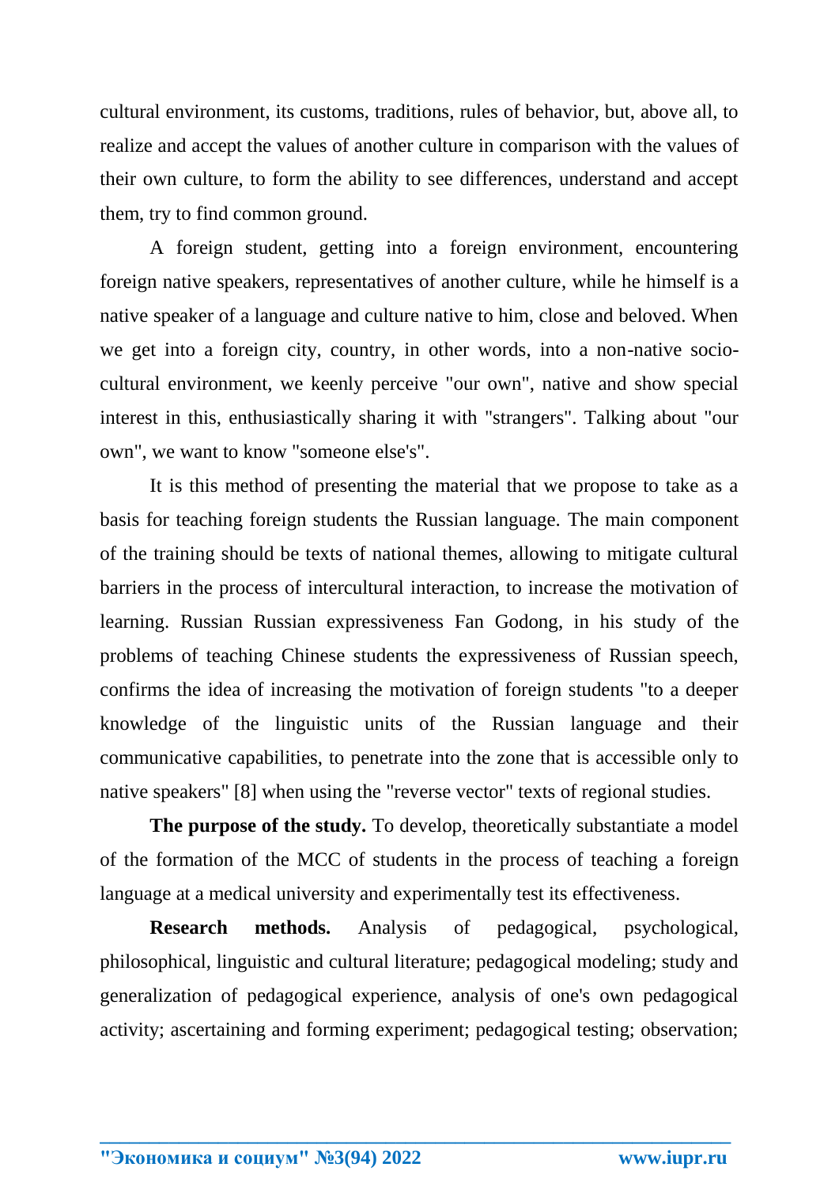cultural environment, its customs, traditions, rules of behavior, but, above all, to realize and accept the values of another culture in comparison with the values of their own culture, to form the ability to see differences, understand and accept them, try to find common ground.

A foreign student, getting into a foreign environment, encountering foreign native speakers, representatives of another culture, while he himself is a native speaker of a language and culture native to him, close and beloved. When we get into a foreign city, country, in other words, into a non-native socio-cultural environment, we keenly perceive "our own", native and show special interest in this, enthusiastically sharing it with "strangers". Talking about "our own", we want to know "someone else's".

It is this method of presenting the material that we propose to take as a basis for teaching foreign students the Russian language. The main component of the training should be texts of national themes, allowing to mitigate cultural barriers in the process of intercultural interaction, to increase the motivation of learning. Russian Russian expressiveness Fan Godong, in his study of the problems of teaching Chinese students the expressiveness of Russian speech, confirms the idea of increasing the motivation of foreign students "to a deeper knowledge of the linguistic units of the Russian language and their communicative capabilities, to penetrate into the zone that is accessible only to native speakers" [8] when using the "reverse vector" texts of regional studies.

**The purpose of the study.** To develop, theoretically substantiate a model of the formation of the MCC of students in the process of teaching a foreign language at a medical university and experimentally test its effectiveness.

**Research methods.** Analysis of pedagogical, psychological, philosophical, linguistic and cultural literature; pedagogical modeling; study and generalization of pedagogical experience, analysis of one's own pedagogical activity; ascertaining and forming experiment; pedagogical testing; observation;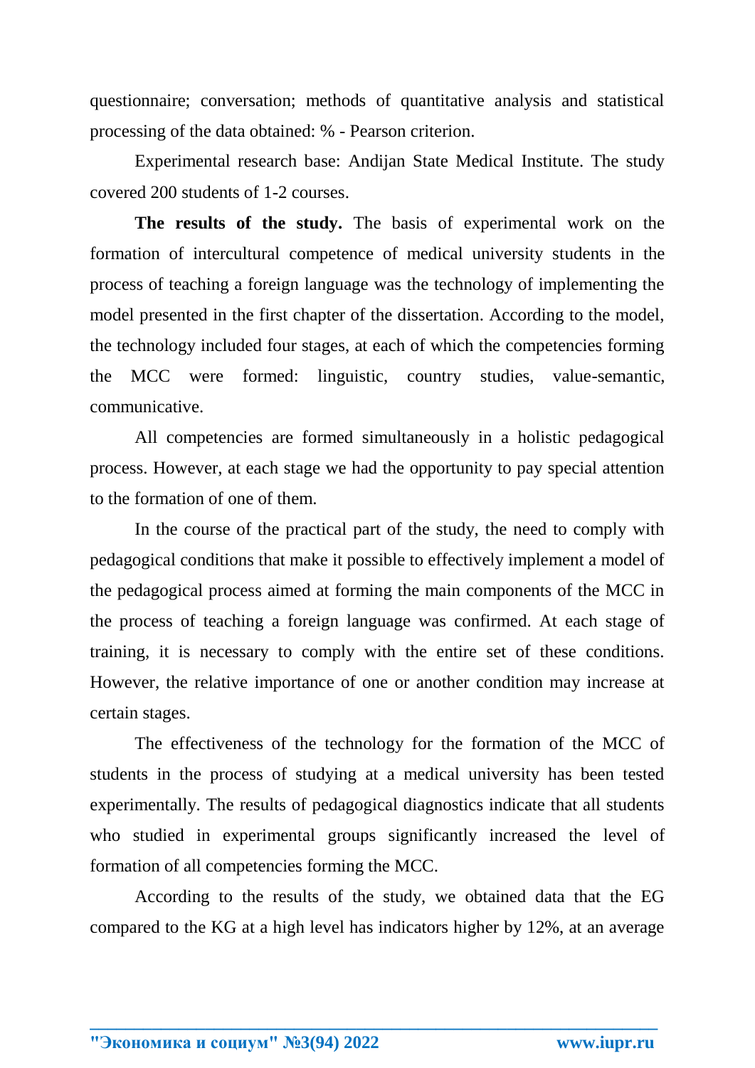questionnaire; conversation; methods of quantitative analysis and statistical processing of the data obtained: % - Pearson criterion.

Experimental research base: Andijan State Medical Institute. The study covered 200 students of 1-2 courses.

**The results of the study.** The basis of experimental work on the formation of intercultural competence of medical university students in the process of teaching a foreign language was the technology of implementing the model presented in the first chapter of the dissertation. According to the model, the technology included four stages, at each of which the competencies forming the MCC were formed: linguistic, country studies, value-semantic, communicative.

All competencies are formed simultaneously in a holistic pedagogical process. However, at each stage we had the opportunity to pay special attention to the formation of one of them.

In the course of the practical part of the study, the need to comply with pedagogical conditions that make it possible to effectively implement a model of the pedagogical process aimed at forming the main components of the MCC in the process of teaching a foreign language was confirmed. At each stage of training, it is necessary to comply with the entire set of these conditions. However, the relative importance of one or another condition may increase at certain stages.

The effectiveness of the technology for the formation of the MCC of students in the process of studying at a medical university has been tested experimentally. The results of pedagogical diagnostics indicate that all students who studied in experimental groups significantly increased the level of formation of all competencies forming the MCC.

According to the results of the study, we obtained data that the EG compared to the KG at a high level has indicators higher by 12%, at an average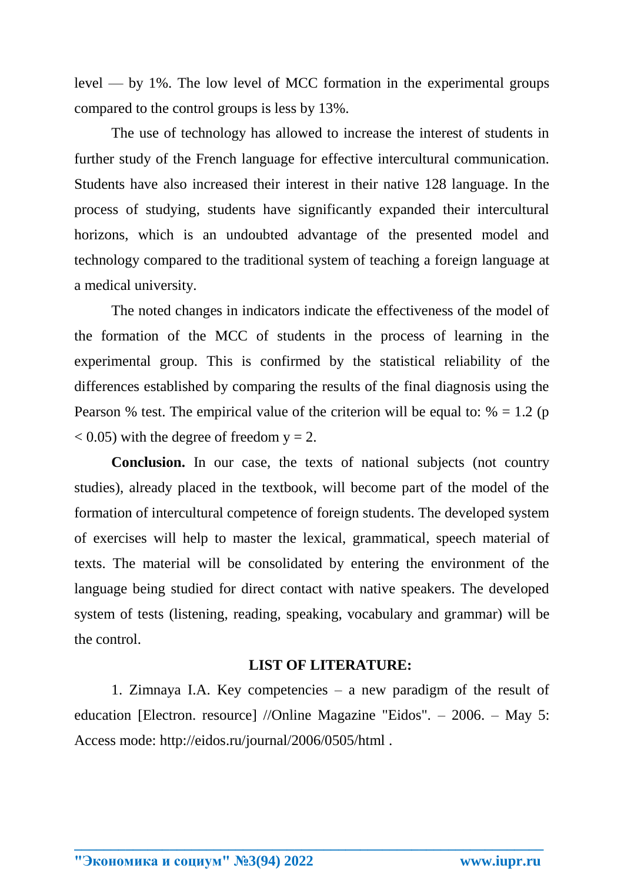level — by 1%. The low level of MCC formation in the experimental groups compared to the control groups is less by 13%.

The use of technology has allowed to increase the interest of students in further study of the French language for effective intercultural communication. Students have also increased their interest in their native 128 language. In the process of studying, students have significantly expanded their intercultural horizons, which is an undoubted advantage of the presented model and technology compared to the traditional system of teaching a foreign language at a medical university.

The noted changes in indicators indicate the effectiveness of the model of the formation of the MCC of students in the process of learning in the experimental group. This is confirmed by the statistical reliability of the differences established by comparing the results of the final diagnosis using the Pearson % test. The empirical value of the criterion will be equal to: % = 1.2 ($p < 0.05$) with the degree of freedom y = 2.

**Conclusion.** In our case, the texts of national subjects (not country studies), already placed in the textbook, will become part of the model of the formation of intercultural competence of foreign students. The developed system of exercises will help to master the lexical, grammatical, speech material of texts. The material will be consolidated by entering the environment of the language being studied for direct contact with native speakers. The developed system of tests (listening, reading, speaking, vocabulary and grammar) will be the control.

**LIST OF LITERATURE:**

1. Zimnaya I.A. Key competencies – a new paradigm of the result of education [Electron. resource] //Online Magazine "Eidos". – 2006. – May 5: Access mode: http://eidos.ru/journal/2006/0505/html .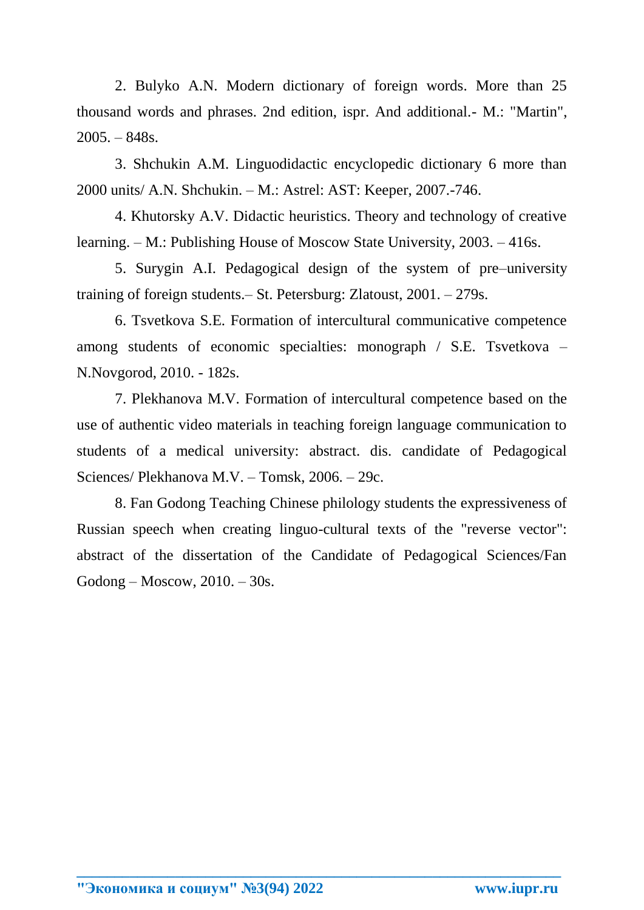2. Bulyko A.N. Modern dictionary of foreign words. More than 25 thousand words and phrases. 2nd edition, ispr. And additional.- M.: "Martin", 2005. – 848s.

3. Shchukin A.M. Linguodidactic encyclopedic dictionary 6 more than 2000 units/ A.N. Shchukin. – M.: Astrel: AST: Keeper, 2007.-746.

4. Khutorsky A.V. Didactic heuristics. Theory and technology of creative learning. – M.: Publishing House of Moscow State University, 2003. – 416s.

5. Surygin A.I. Pedagogical design of the system of pre–university training of foreign students.– St. Petersburg: Zlatoust, 2001. – 279s.

6. Tsvetkova S.E. Formation of intercultural communicative competence among students of economic specialties: monograph / S.E. Tsvetkova – N.Novgorod, 2010. - 182s.

7. Plekhanova M.V. Formation of intercultural competence based on the use of authentic video materials in teaching foreign language communication to students of a medical university: abstract. dis. candidate of Pedagogical Sciences/ Plekhanova M.V. – Tomsk, 2006. – 29c.

8. Fan Godong Teaching Chinese philology students the expressiveness of Russian speech when creating linguo-cultural texts of the "reverse vector": abstract of the dissertation of the Candidate of Pedagogical Sciences/Fan Godong – Moscow, 2010. – 30s.